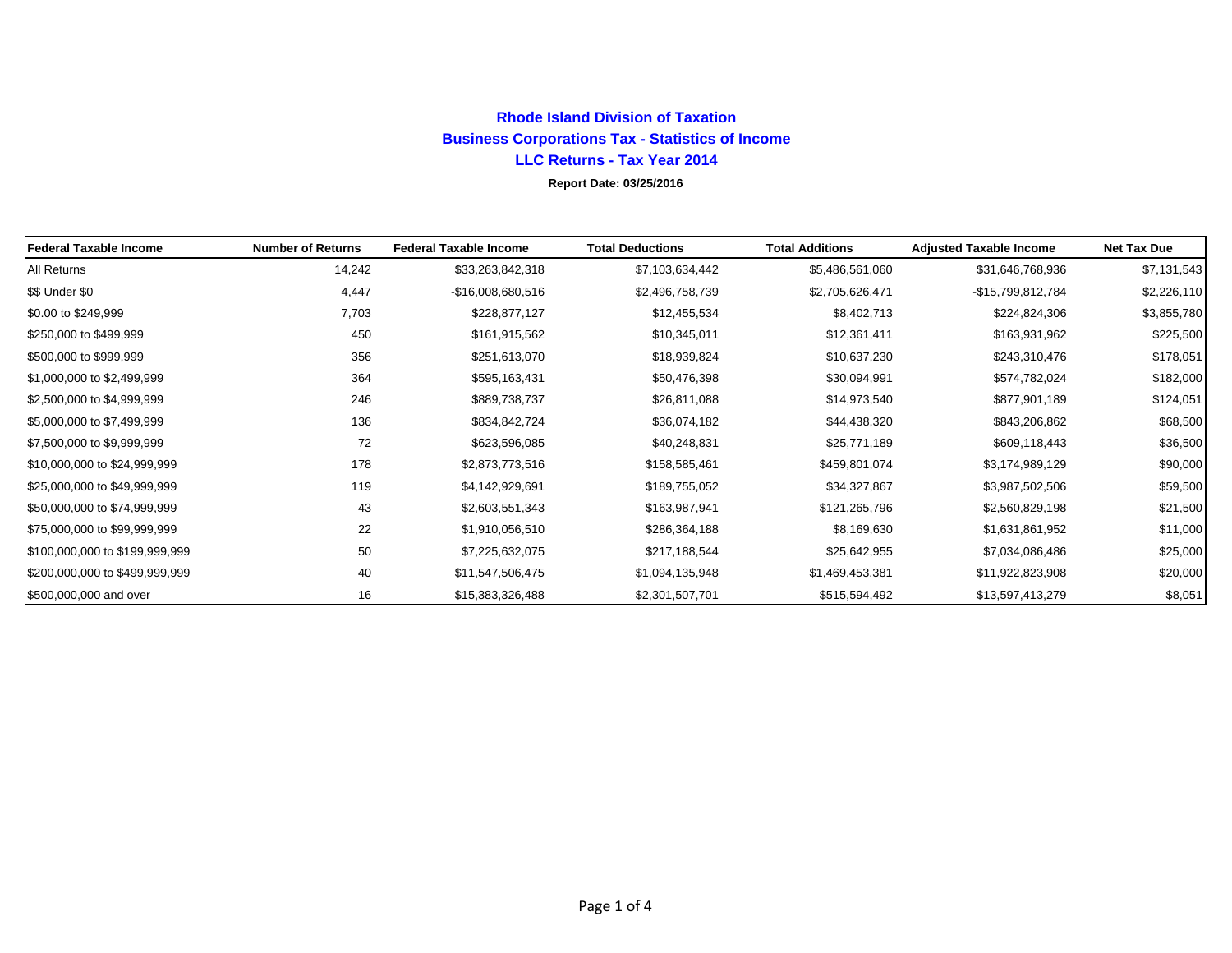# Rhode Island Division of Taxation

## Business Corporations Tax - Statistics of Income

## LLC Returns - Tax Year 2014

**Report Date: 03/25/2016**

| Federal Taxable Income | Number of Returns | Federal Taxable Income | Total Deductions | Total Additions | Adjusted Taxable Income | Net Tax Due |
|---|---|---|---|---|---|---|
| All Returns | 14,242 | $33,263,842,318 | $7,103,634,442 | $5,486,561,060 | $31,646,768,936 | $7,131,543 |
| $$ Under $0 | 4,447 | -$16,008,680,516 | $2,496,758,739 | $2,705,626,471 | -$15,799,812,784 | $2,226,110 |
| $0.00 to $249,999 | 7,703 | $228,877,127 | $12,455,534 | $8,402,713 | $224,824,306 | $3,855,780 |
| $250,000 to $499,999 | 450 | $161,915,562 | $10,345,011 | $12,361,411 | $163,931,962 | $225,500 |
| $500,000 to $999,999 | 356 | $251,613,070 | $18,939,824 | $10,637,230 | $243,310,476 | $178,051 |
| $1,000,000 to $2,499,999 | 364 | $595,163,431 | $50,476,398 | $30,094,991 | $574,782,024 | $182,000 |
| $2,500,000 to $4,999,999 | 246 | $889,738,737 | $26,811,088 | $14,973,540 | $877,901,189 | $124,051 |
| $5,000,000 to $7,499,999 | 136 | $834,842,724 | $36,074,182 | $44,438,320 | $843,206,862 | $68,500 |
| $7,500,000 to $9,999,999 | 72 | $623,596,085 | $40,248,831 | $25,771,189 | $609,118,443 | $36,500 |
| $10,000,000 to $24,999,999 | 178 | $2,873,773,516 | $158,585,461 | $459,801,074 | $3,174,989,129 | $90,000 |
| $25,000,000 to $49,999,999 | 119 | $4,142,929,691 | $189,755,052 | $34,327,867 | $3,987,502,506 | $59,500 |
| $50,000,000 to $74,999,999 | 43 | $2,603,551,343 | $163,987,941 | $121,265,796 | $2,560,829,198 | $21,500 |
| $75,000,000 to $99,999,999 | 22 | $1,910,056,510 | $286,364,188 | $8,169,630 | $1,631,861,952 | $11,000 |
| $100,000,000 to $199,999,999 | 50 | $7,225,632,075 | $217,188,544 | $25,642,955 | $7,034,086,486 | $25,000 |
| $200,000,000 to $499,999,999 | 40 | $11,547,506,475 | $1,094,135,948 | $1,469,453,381 | $11,922,823,908 | $20,000 |
| $500,000,000 and over | 16 | $15,383,326,488 | $2,301,507,701 | $515,594,492 | $13,597,413,279 | $8,051 |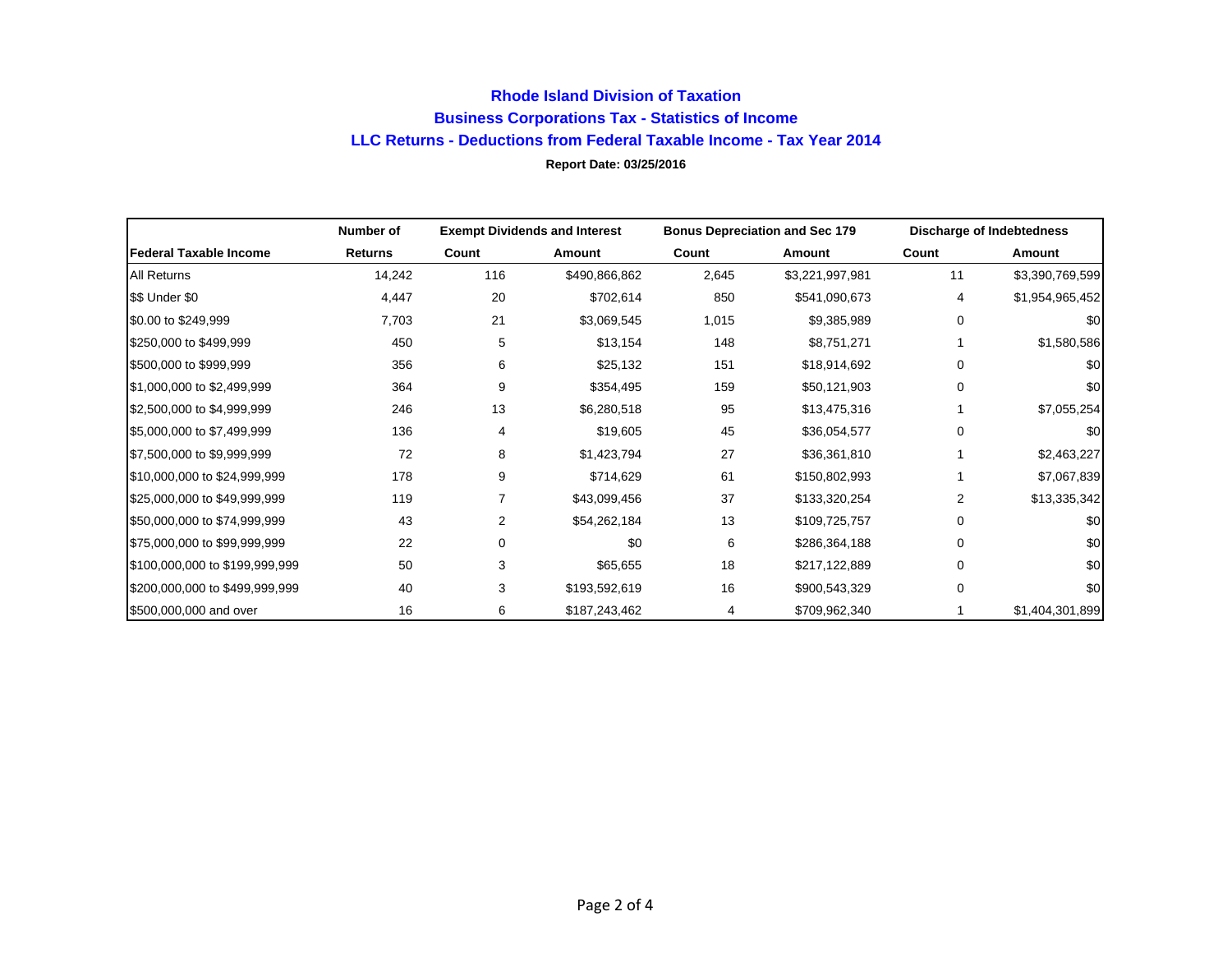# Rhode Island Division of Taxation

## Business Corporations Tax - Statistics of Income

## LLC Returns - Deductions from Federal Taxable Income - Tax Year 2014

**Report Date: 03/25/2016**

| | Number of | Exempt Dividends and Interest | | Bonus Depreciation and Sec 179 | | Discharge of Indebtedness | |
|---|---|---|---|---|---|---|---|
| **Federal Taxable Income** | **Returns** | **Count** | **Amount** | **Count** | **Amount** | **Count** | **Amount** |
| All Returns | 14,242 | 116 | $490,866,862 | 2,645 | $3,221,997,981 | 11 | $3,390,769,599 |
| $$ Under $0 | 4,447 | 20 | $702,614 | 850 | $541,090,673 | 4 | $1,954,965,452 |
| $0.00 to $249,999 | 7,703 | 21 | $3,069,545 | 1,015 | $9,385,989 | 0 | $0 |
| $250,000 to $499,999 | 450 | 5 | $13,154 | 148 | $8,751,271 | 1 | $1,580,586 |
| $500,000 to $999,999 | 356 | 6 | $25,132 | 151 | $18,914,692 | 0 | $0 |
| $1,000,000 to $2,499,999 | 364 | 9 | $354,495 | 159 | $50,121,903 | 0 | $0 |
| $2,500,000 to $4,999,999 | 246 | 13 | $6,280,518 | 95 | $13,475,316 | 1 | $7,055,254 |
| $5,000,000 to $7,499,999 | 136 | 4 | $19,605 | 45 | $36,054,577 | 0 | $0 |
| $7,500,000 to $9,999,999 | 72 | 8 | $1,423,794 | 27 | $36,361,810 | 1 | $2,463,227 |
| $10,000,000 to $24,999,999 | 178 | 9 | $714,629 | 61 | $150,802,993 | 1 | $7,067,839 |
| $25,000,000 to $49,999,999 | 119 | 7 | $43,099,456 | 37 | $133,320,254 | 2 | $13,335,342 |
| $50,000,000 to $74,999,999 | 43 | 2 | $54,262,184 | 13 | $109,725,757 | 0 | $0 |
| $75,000,000 to $99,999,999 | 22 | 0 | $0 | 6 | $286,364,188 | 0 | $0 |
| $100,000,000 to $199,999,999 | 50 | 3 | $65,655 | 18 | $217,122,889 | 0 | $0 |
| $200,000,000 to $499,999,999 | 40 | 3 | $193,592,619 | 16 | $900,543,329 | 0 | $0 |
| $500,000,000 and over | 16 | 6 | $187,243,462 | 4 | $709,962,340 | 1 | $1,404,301,899 |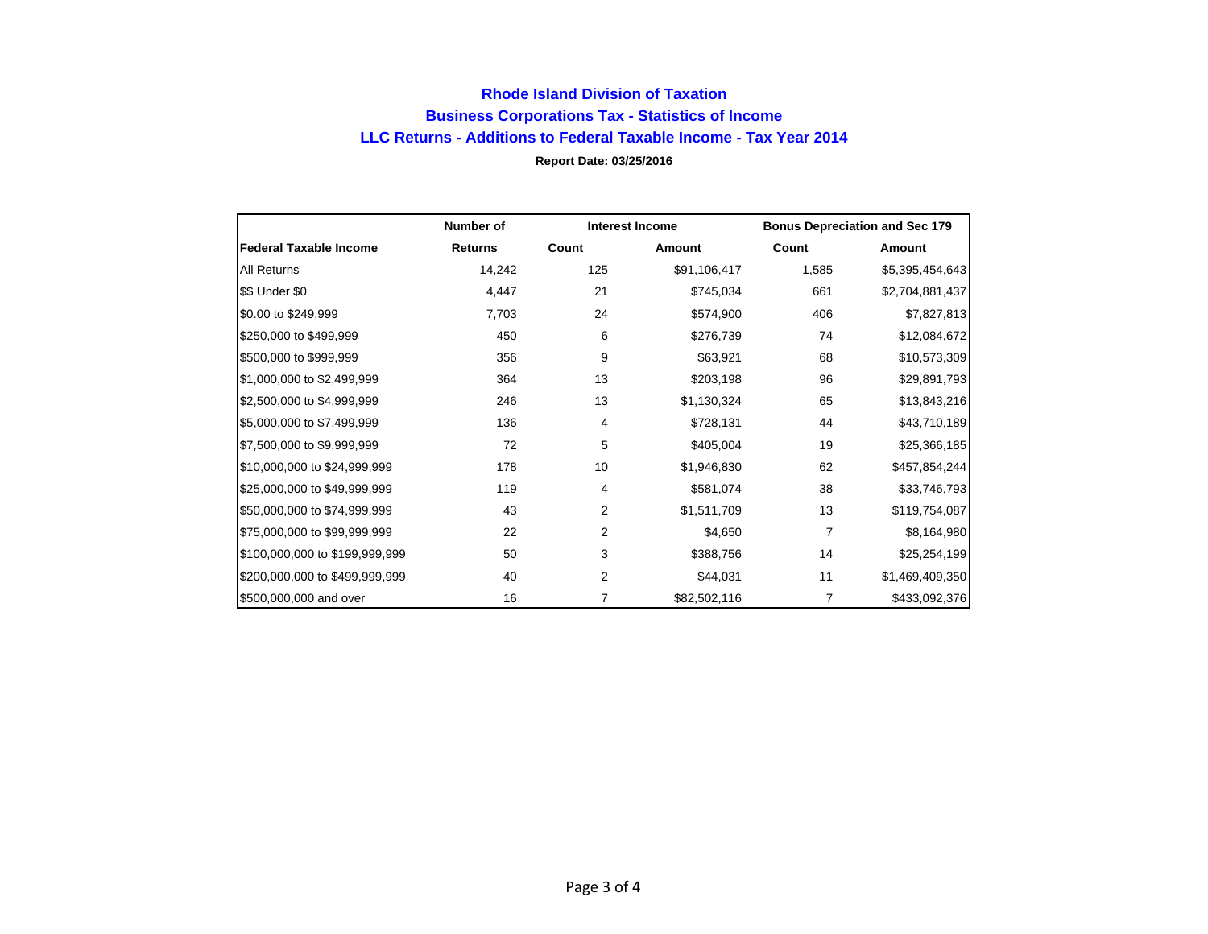# Rhode Island Division of Taxation

## Business Corporations Tax - Statistics of Income

## LLC Returns - Additions to Federal Taxable Income - Tax Year 2014

**Report Date: 03/25/2016**

| | Number of | Interest Income | | Bonus Depreciation and Sec 179 | |
|---|---|---|---|---|---|
| **Federal Taxable Income** | **Returns** | **Count** | **Amount** | **Count** | **Amount** |
| All Returns | 14,242 | 125 | $91,106,417 | 1,585 | $5,395,454,643 |
| $$ Under $0 | 4,447 | 21 | $745,034 | 661 | $2,704,881,437 |
| $0.00 to $249,999 | 7,703 | 24 | $574,900 | 406 | $7,827,813 |
| $250,000 to $499,999 | 450 | 6 | $276,739 | 74 | $12,084,672 |
| $500,000 to $999,999 | 356 | 9 | $63,921 | 68 | $10,573,309 |
| $1,000,000 to $2,499,999 | 364 | 13 | $203,198 | 96 | $29,891,793 |
| $2,500,000 to $4,999,999 | 246 | 13 | $1,130,324 | 65 | $13,843,216 |
| $5,000,000 to $7,499,999 | 136 | 4 | $728,131 | 44 | $43,710,189 |
| $7,500,000 to $9,999,999 | 72 | 5 | $405,004 | 19 | $25,366,185 |
| $10,000,000 to $24,999,999 | 178 | 10 | $1,946,830 | 62 | $457,854,244 |
| $25,000,000 to $49,999,999 | 119 | 4 | $581,074 | 38 | $33,746,793 |
| $50,000,000 to $74,999,999 | 43 | 2 | $1,511,709 | 13 | $119,754,087 |
| $75,000,000 to $99,999,999 | 22 | 2 | $4,650 | 7 | $8,164,980 |
| $100,000,000 to $199,999,999 | 50 | 3 | $388,756 | 14 | $25,254,199 |
| $200,000,000 to $499,999,999 | 40 | 2 | $44,031 | 11 | $1,469,409,350 |
| $500,000,000 and over | 16 | 7 | $82,502,116 | 7 | $433,092,376 |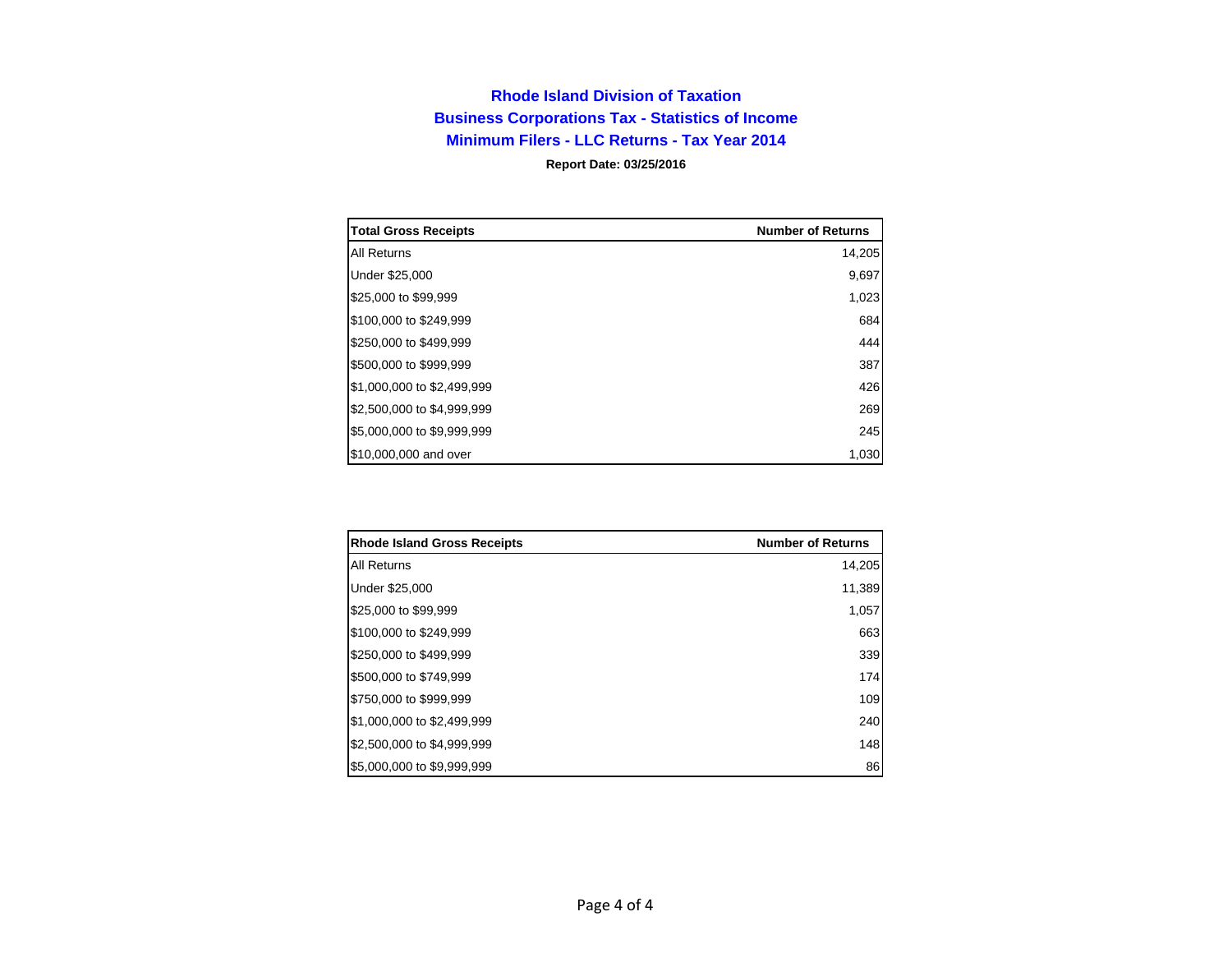# Rhode Island Division of Taxation

## Business Corporations Tax - Statistics of Income

## Minimum Filers - LLC Returns - Tax Year 2014

**Report Date: 03/25/2016**

| Total Gross Receipts | Number of Returns |
|---|---|
| All Returns | 14,205 |
| Under $25,000 | 9,697 |
| $25,000 to $99,999 | 1,023 |
| $100,000 to $249,999 | 684 |
| $250,000 to $499,999 | 444 |
| $500,000 to $999,999 | 387 |
| $1,000,000 to $2,499,999 | 426 |
| $2,500,000 to $4,999,999 | 269 |
| $5,000,000 to $9,999,999 | 245 |
| $10,000,000 and over | 1,030 |

| Rhode Island Gross Receipts | Number of Returns |
|---|---|
| All Returns | 14,205 |
| Under $25,000 | 11,389 |
| $25,000 to $99,999 | 1,057 |
| $100,000 to $249,999 | 663 |
| $250,000 to $499,999 | 339 |
| $500,000 to $749,999 | 174 |
| $750,000 to $999,999 | 109 |
| $1,000,000 to $2,499,999 | 240 |
| $2,500,000 to $4,999,999 | 148 |
| $5,000,000 to $9,999,999 | 86 |